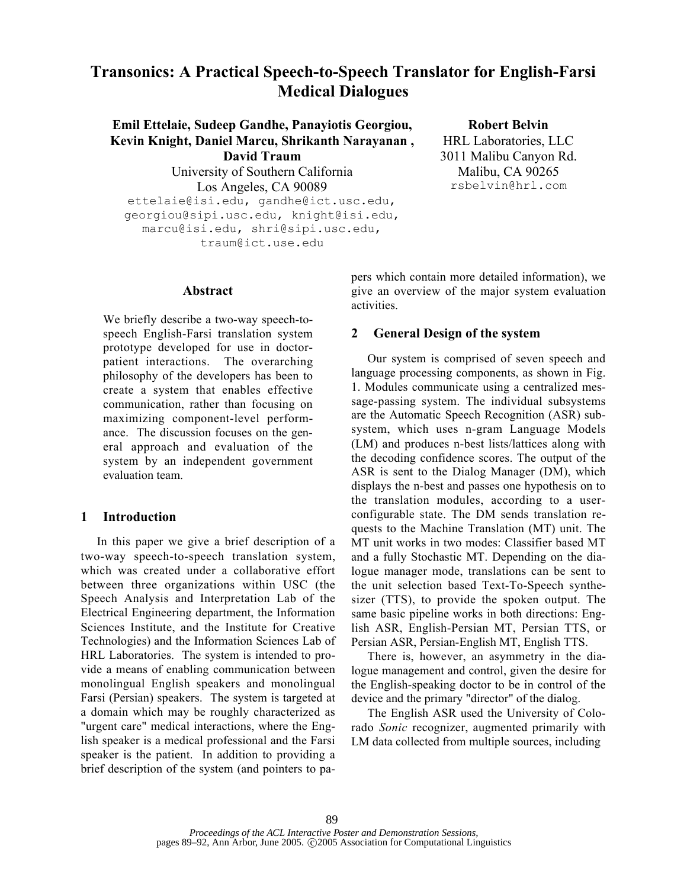# Transonics: A Practical Speech-to-Speech Translator for English-Farsi Medical Dialogues

**Emil Ettelaie, Sudeep Gandhe, Panayiotis Georgiou, Kevin Knight, Daniel Marcu, Shrikanth Narayanan, David Traum**
University of Southern California
Los Angeles, CA 90089
ettelaie@isi.edu, gandhe@ict.usc.edu, georgiou@sipi.usc.edu, knight@isi.edu, marcu@isi.edu, shri@sipi.usc.edu, traum@ict.use.edu

**Robert Belvin**
HRL Laboratories, LLC
3011 Malibu Canyon Rd.
Malibu, CA 90265
rsbelvin@hrl.com

## Abstract

We briefly describe a two-way speech-to-speech English-Farsi translation system prototype developed for use in doctor-patient interactions. The overarching philosophy of the developers has been to create a system that enables effective communication, rather than focusing on maximizing component-level performance. The discussion focuses on the general approach and evaluation of the system by an independent government evaluation team.

## 1 Introduction

In this paper we give a brief description of a two-way speech-to-speech translation system, which was created under a collaborative effort between three organizations within USC (the Speech Analysis and Interpretation Lab of the Electrical Engineering department, the Information Sciences Institute, and the Institute for Creative Technologies) and the Information Sciences Lab of HRL Laboratories. The system is intended to provide a means of enabling communication between monolingual English speakers and monolingual Farsi (Persian) speakers. The system is targeted at a domain which may be roughly characterized as "urgent care" medical interactions, where the English speaker is a medical professional and the Farsi speaker is the patient. In addition to providing a brief description of the system (and pointers to papers which contain more detailed information), we give an overview of the major system evaluation activities.

## 2 General Design of the system

Our system is comprised of seven speech and language processing components, as shown in Fig. 1. Modules communicate using a centralized message-passing system. The individual subsystems are the Automatic Speech Recognition (ASR) subsystem, which uses n-gram Language Models (LM) and produces n-best lists/lattices along with the decoding confidence scores. The output of the ASR is sent to the Dialog Manager (DM), which displays the n-best and passes one hypothesis on to the translation modules, according to a user-configurable state. The DM sends translation requests to the Machine Translation (MT) unit. The MT unit works in two modes: Classifier based MT and a fully Stochastic MT. Depending on the dialogue manager mode, translations can be sent to the unit selection based Text-To-Speech synthesizer (TTS), to provide the spoken output. The same basic pipeline works in both directions: English ASR, English-Persian MT, Persian TTS, or Persian ASR, Persian-English MT, English TTS.

There is, however, an asymmetry in the dialogue management and control, given the desire for the English-speaking doctor to be in control of the device and the primary "director" of the dialog.

The English ASR used the University of Colorado *Sonic* recognizer, augmented primarily with LM data collected from multiple sources, including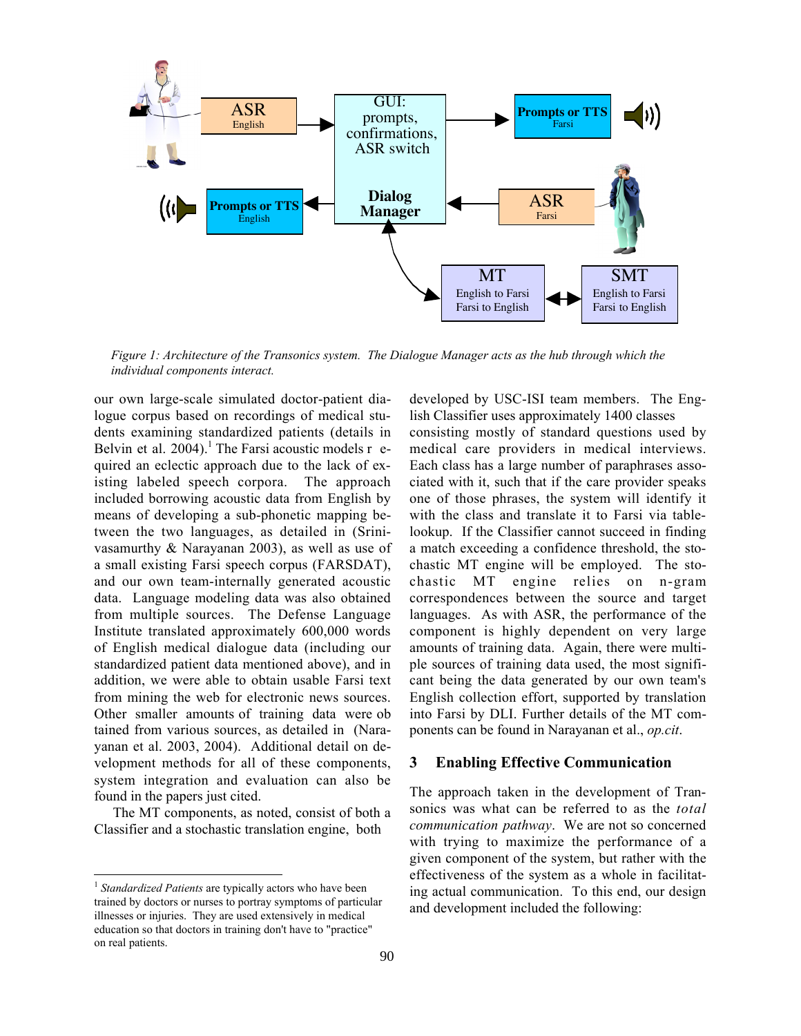*Figure 1: Architecture of the Transonics system. The Dialogue Manager acts as the hub through which the individual components interact.*

our own large-scale simulated doctor-patient dialogue corpus based on recordings of medical students examining standardized patients (details in Belvin et al. 2004).[1] The Farsi acoustic models required an eclectic approach due to the lack of existing labeled speech corpora. The approach included borrowing acoustic data from English by means of developing a sub-phonetic mapping between the two languages, as detailed in (Srinivasamurthy & Narayanan 2003), as well as use of a small existing Farsi speech corpus (FARSDAT), and our own team-internally generated acoustic data. Language modeling data was also obtained from multiple sources. The Defense Language Institute translated approximately 600,000 words of English medical dialogue data (including our standardized patient data mentioned above), and in addition, we were able to obtain usable Farsi text from mining the web for electronic news sources. Other smaller amounts of training data were obtained from various sources, as detailed in (Narayanan et al. 2003, 2004). Additional detail on development methods for all of these components, system integration and evaluation can also be found in the papers just cited.

The MT components, as noted, consist of both a Classifier and a stochastic translation engine, both developed by USC-ISI team members. The English Classifier uses approximately 1400 classes consisting mostly of standard questions used by medical care providers in medical interviews. Each class has a large number of paraphrases associated with it, such that if the care provider speaks one of those phrases, the system will identify it with the class and translate it to Farsi via table-lookup. If the Classifier cannot succeed in finding a match exceeding a confidence threshold, the stochastic MT engine will be employed. The stochastic MT engine relies on n-gram correspondences between the source and target languages. As with ASR, the performance of the component is highly dependent on very large amounts of training data. Again, there were multiple sources of training data used, the most significant being the data generated by our own team's English collection effort, supported by translation into Farsi by DLI. Further details of the MT components can be found in Narayanan et al., *op.cit*.

## 3 Enabling Effective Communication

The approach taken in the development of Transonics was what can be referred to as the *total communication pathway*. We are not so concerned with trying to maximize the performance of a given component of the system, but rather with the effectiveness of the system as a whole in facilitating actual communication. To this end, our design and development included the following:

---

[1] *Standardized Patients* are typically actors who have been trained by doctors or nurses to portray symptoms of particular illnesses or injuries. They are used extensively in medical education so that doctors in training don't have to "practice" on real patients.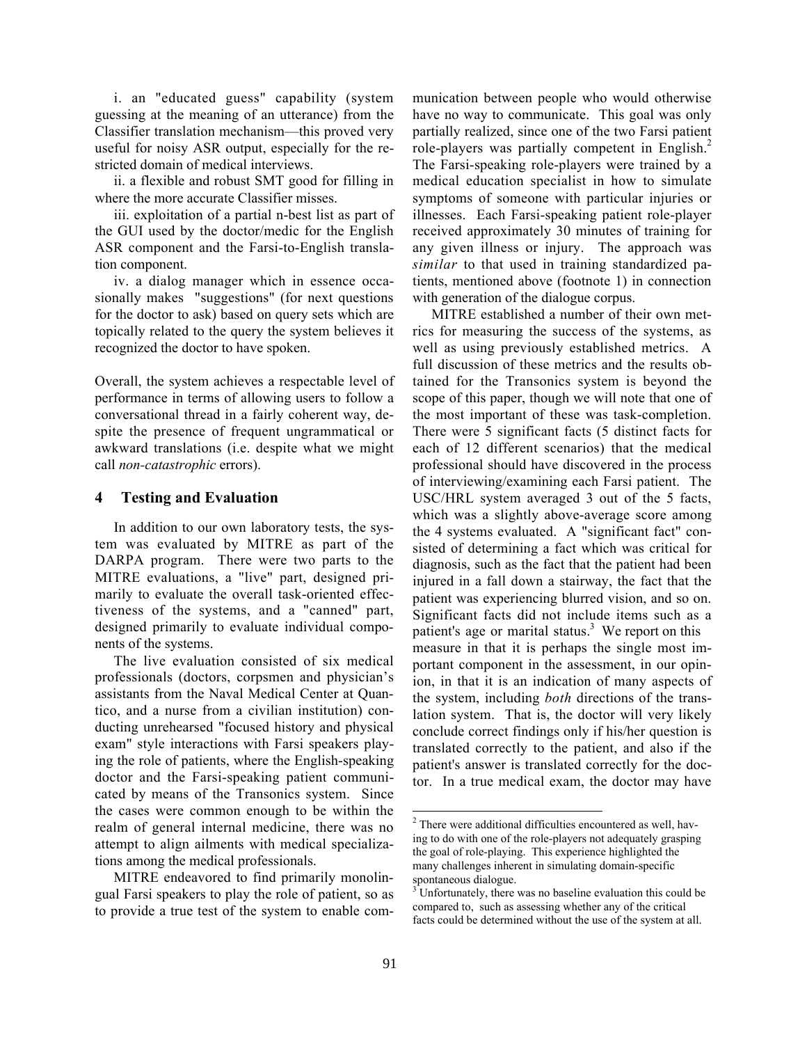i. an "educated guess" capability (system guessing at the meaning of an utterance) from the Classifier translation mechanism—this proved very useful for noisy ASR output, especially for the restricted domain of medical interviews.

ii. a flexible and robust SMT good for filling in where the more accurate Classifier misses.

iii. exploitation of a partial n-best list as part of the GUI used by the doctor/medic for the English ASR component and the Farsi-to-English translation component.

iv. a dialog manager which in essence occasionally makes "suggestions" (for next questions for the doctor to ask) based on query sets which are topically related to the query the system believes it recognized the doctor to have spoken.

Overall, the system achieves a respectable level of performance in terms of allowing users to follow a conversational thread in a fairly coherent way, despite the presence of frequent ungrammatical or awkward translations (i.e. despite what we might call *non-catastrophic* errors).

## 4 Testing and Evaluation

In addition to our own laboratory tests, the system was evaluated by MITRE as part of the DARPA program. There were two parts to the MITRE evaluations, a "live" part, designed primarily to evaluate the overall task-oriented effectiveness of the systems, and a "canned" part, designed primarily to evaluate individual components of the systems.

The live evaluation consisted of six medical professionals (doctors, corpsmen and physician's assistants from the Naval Medical Center at Quantico, and a nurse from a civilian institution) conducting unrehearsed "focused history and physical exam" style interactions with Farsi speakers playing the role of patients, where the English-speaking doctor and the Farsi-speaking patient communicated by means of the Transonics system. Since the cases were common enough to be within the realm of general internal medicine, there was no attempt to align ailments with medical specializations among the medical professionals.

MITRE endeavored to find primarily monolingual Farsi speakers to play the role of patient, so as to provide a true test of the system to enable communication between people who would otherwise have no way to communicate. This goal was only partially realized, since one of the two Farsi patient role-players was partially competent in English.[2] The Farsi-speaking role-players were trained by a medical education specialist in how to simulate symptoms of someone with particular injuries or illnesses. Each Farsi-speaking patient role-player received approximately 30 minutes of training for any given illness or injury. The approach was *similar* to that used in training standardized patients, mentioned above (footnote 1) in connection with generation of the dialogue corpus.

MITRE established a number of their own metrics for measuring the success of the systems, as well as using previously established metrics. A full discussion of these metrics and the results obtained for the Transonics system is beyond the scope of this paper, though we will note that one of the most important of these was task-completion. There were 5 significant facts (5 distinct facts for each of 12 different scenarios) that the medical professional should have discovered in the process of interviewing/examining each Farsi patient. The USC/HRL system averaged 3 out of the 5 facts, which was a slightly above-average score among the 4 systems evaluated. A "significant fact" consisted of determining a fact which was critical for diagnosis, such as the fact that the patient had been injured in a fall down a stairway, the fact that the patient was experiencing blurred vision, and so on. Significant facts did not include items such as a patient's age or marital status.[3] We report on this measure in that it is perhaps the single most important component in the assessment, in our opinion, in that it is an indication of many aspects of the system, including *both* directions of the translation system. That is, the doctor will very likely conclude correct findings only if his/her question is translated correctly to the patient, and also if the patient's answer is translated correctly for the doctor. In a true medical exam, the doctor may have

[2] There were additional difficulties encountered as well, having to do with one of the role-players not adequately grasping the goal of role-playing. This experience highlighted the many challenges inherent in simulating domain-specific spontaneous dialogue.

[3] Unfortunately, there was no baseline evaluation this could be compared to, such as assessing whether any of the critical facts could be determined without the use of the system at all.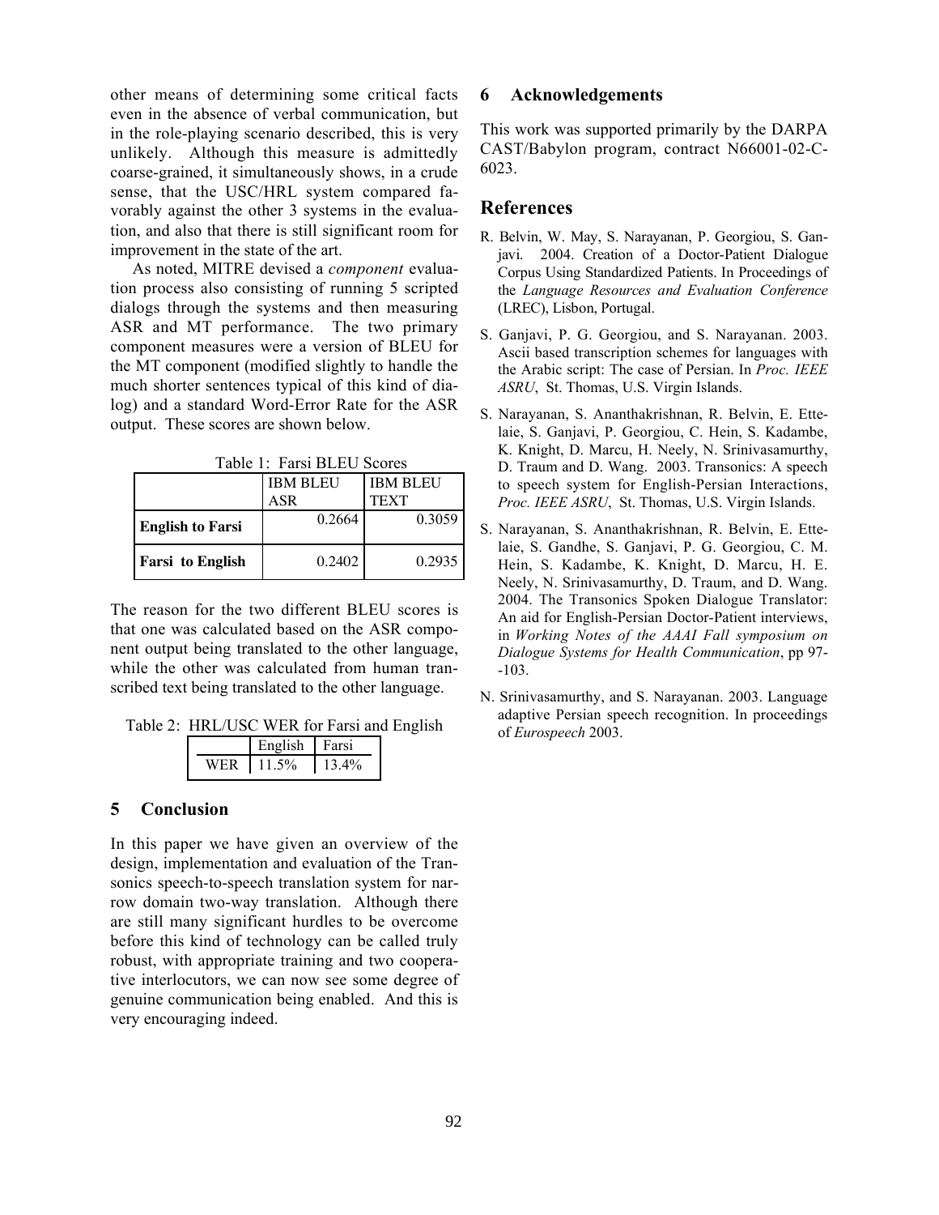other means of determining some critical facts even in the absence of verbal communication, but in the role-playing scenario described, this is very unlikely. Although this measure is admittedly coarse-grained, it simultaneously shows, in a crude sense, that the USC/HRL system compared favorably against the other 3 systems in the evaluation, and also that there is still significant room for improvement in the state of the art.

As noted, MITRE devised a *component* evaluation process also consisting of running 5 scripted dialogs through the systems and then measuring ASR and MT performance. The two primary component measures were a version of BLEU for the MT component (modified slightly to handle the much shorter sentences typical of this kind of dialog) and a standard Word-Error Rate for the ASR output. These scores are shown below.

Table 1: Farsi BLEU Scores

| | IBM BLEU ASR | IBM BLEU TEXT |
|---|---|---|
| **English to Farsi** | 0.2664 | 0.3059 |
| **Farsi to English** | 0.2402 | 0.2935 |

The reason for the two different BLEU scores is that one was calculated based on the ASR component output being translated to the other language, while the other was calculated from human transcribed text being translated to the other language.

Table 2: HRL/USC WER for Farsi and English

| | English | Farsi |
|---|---|---|
| WER | 11.5% | 13.4% |

## 5 Conclusion

In this paper we have given an overview of the design, implementation and evaluation of the Transonics speech-to-speech translation system for narrow domain two-way translation. Although there are still many significant hurdles to be overcome before this kind of technology can be called truly robust, with appropriate training and two cooperative interlocutors, we can now see some degree of genuine communication being enabled. And this is very encouraging indeed.

## 6 Acknowledgements

This work was supported primarily by the DARPA CAST/Babylon program, contract N66001-02-C-6023.

## References

R. Belvin, W. May, S. Narayanan, P. Georgiou, S. Ganjavi. 2004. Creation of a Doctor-Patient Dialogue Corpus Using Standardized Patients. In Proceedings of the *Language Resources and Evaluation Conference* (LREC), Lisbon, Portugal.

S. Ganjavi, P. G. Georgiou, and S. Narayanan. 2003. Ascii based transcription schemes for languages with the Arabic script: The case of Persian. In *Proc. IEEE ASRU*, St. Thomas, U.S. Virgin Islands.

S. Narayanan, S. Ananthakrishnan, R. Belvin, E. Ettelaie, S. Ganjavi, P. Georgiou, C. Hein, S. Kadambe, K. Knight, D. Marcu, H. Neely, N. Srinivasamurthy, D. Traum and D. Wang. 2003. Transonics: A speech to speech system for English-Persian Interactions, *Proc. IEEE ASRU*, St. Thomas, U.S. Virgin Islands.

S. Narayanan, S. Ananthakrishnan, R. Belvin, E. Ettelaie, S. Gandhe, S. Ganjavi, P. G. Georgiou, C. M. Hein, S. Kadambe, K. Knight, D. Marcu, H. E. Neely, N. Srinivasamurthy, D. Traum, and D. Wang. 2004. The Transonics Spoken Dialogue Translator: An aid for English-Persian Doctor-Patient interviews, in *Working Notes of the AAAI Fall symposium on Dialogue Systems for Health Communication*, pp 97--103.

N. Srinivasamurthy, and S. Narayanan. 2003. Language adaptive Persian speech recognition. In proceedings of *Eurospeech* 2003.